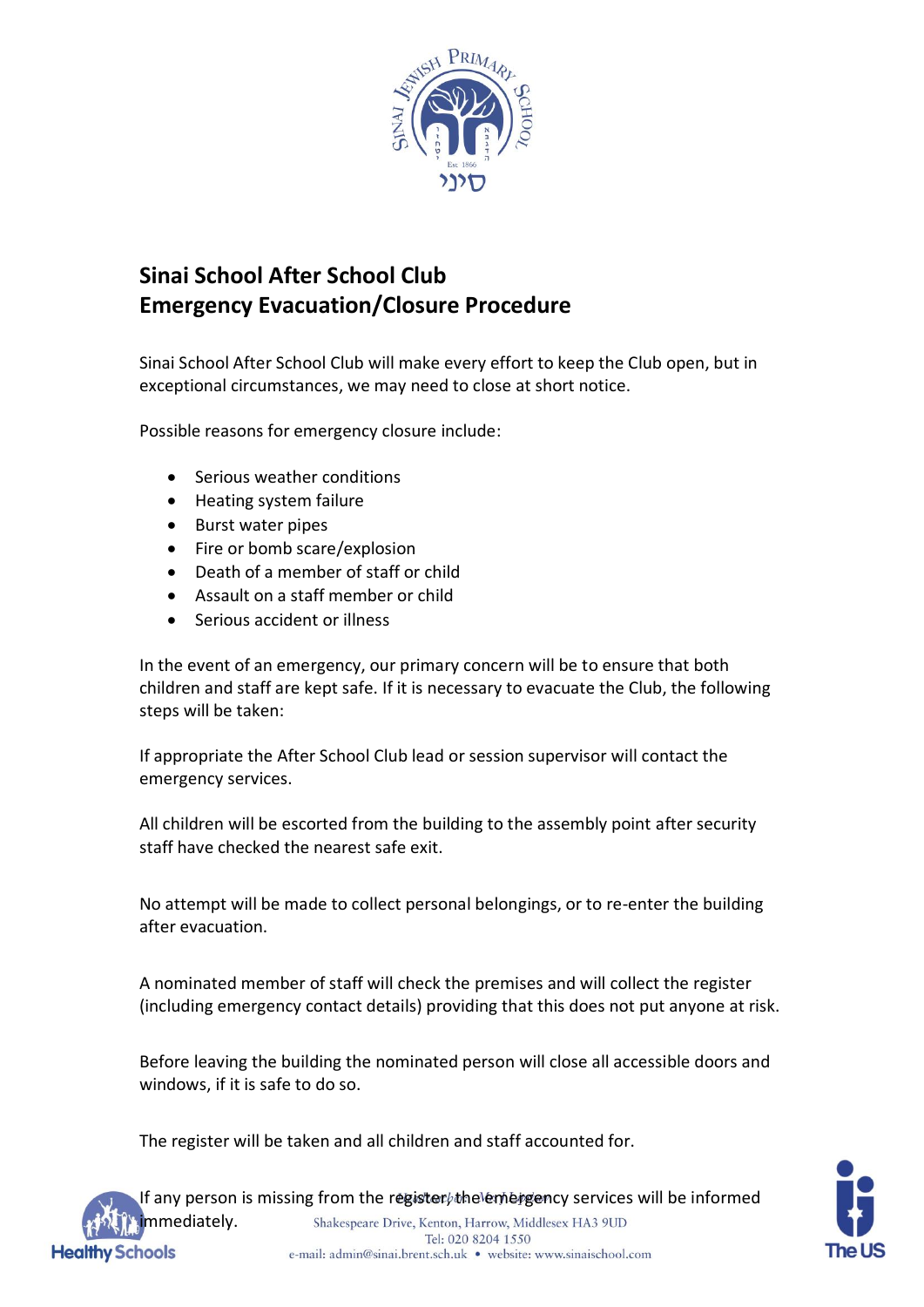## Sinai School After School Club
## Emergency Evacuation/Closure Procedure

Sinai School After School Club will make every effort to keep the Club open, but in exceptional circumstances, we may need to close at short notice.

Possible reasons for emergency closure include:

- Serious weather conditions
- Heating system failure
- Burst water pipes
- Fire or bomb scare/explosion
- Death of a member of staff or child
- Assault on a staff member or child
- Serious accident or illness

In the event of an emergency, our primary concern will be to ensure that both children and staff are kept safe. If it is necessary to evacuate the Club, the following steps will be taken:

If appropriate the After School Club lead or session supervisor will contact the emergency services.

All children will be escorted from the building to the assembly point after security staff have checked the nearest safe exit.

No attempt will be made to collect personal belongings, or to re-enter the building after evacuation.

A nominated member of staff will check the premises and will collect the register (including emergency contact details) providing that this does not put anyone at risk.

Before leaving the building the nominated person will close all accessible doors and windows, if it is safe to do so.

The register will be taken and all children and staff accounted for.

If any person is missing from the register, the emergency services will be informed immediately.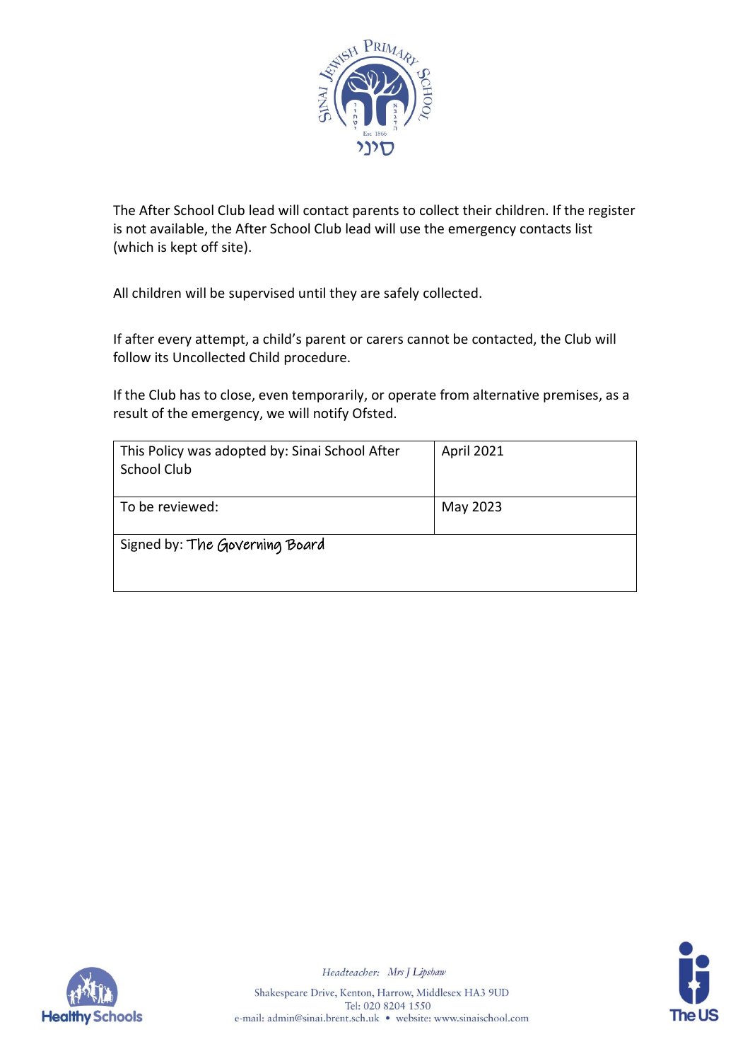The After School Club lead will contact parents to collect their children. If the register is not available, the After School Club lead will use the emergency contacts list (which is kept off site).

All children will be supervised until they are safely collected.

If after every attempt, a child's parent or carers cannot be contacted, the Club will follow its Uncollected Child procedure.

If the Club has to close, even temporarily, or operate from alternative premises, as a result of the emergency, we will notify Ofsted.

| | |
|---|---|
| This Policy was adopted by: Sinai School After School Club | April 2021 |
| To be reviewed: | May 2023 |
| Signed by: The Governing Board | |